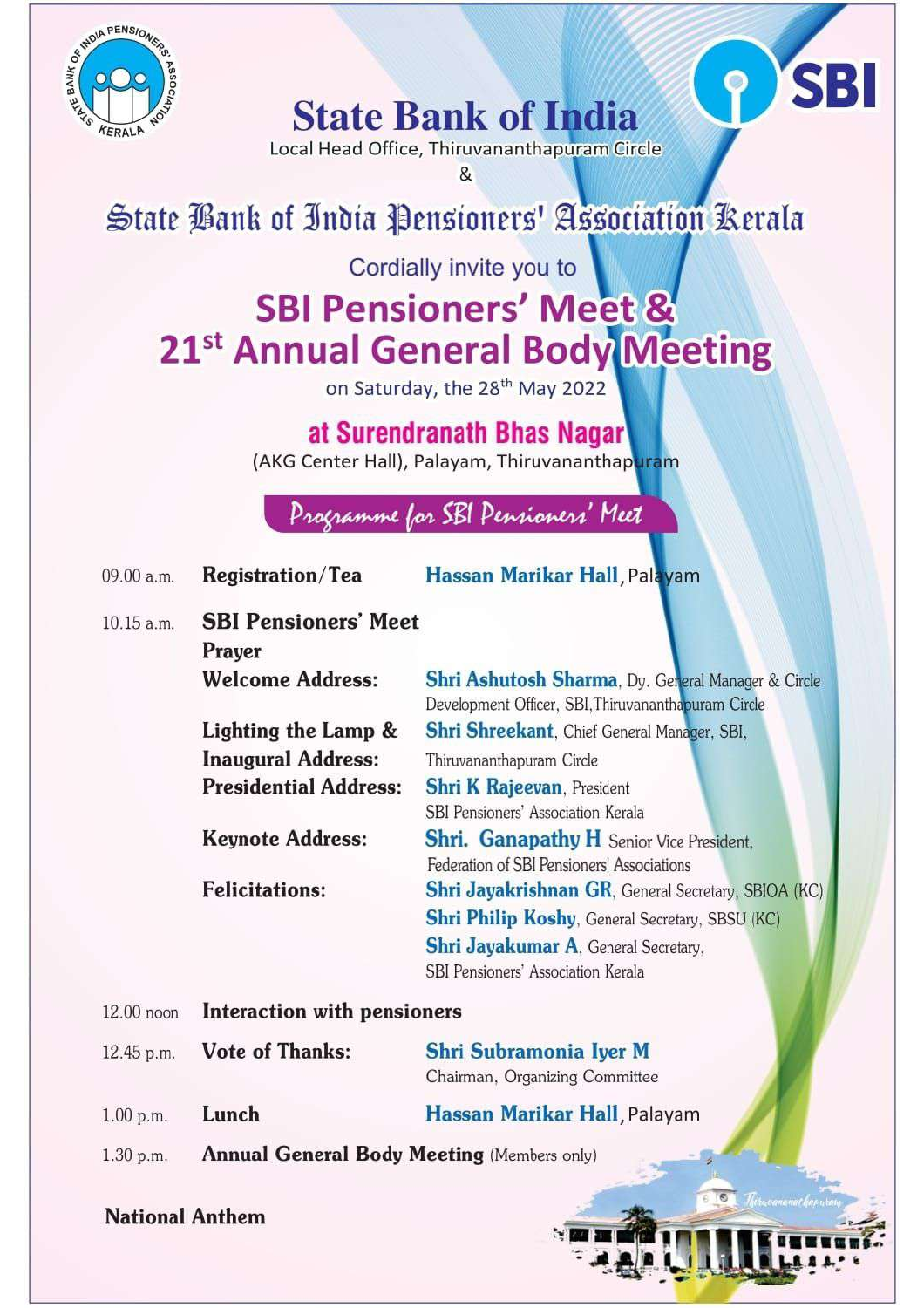# State Bank of India

Local Head Office, Thiruvananthapuram Circle

&

## State Bank of India Pensioners' Association Kerala

Cordially invite you to

# SBI Pensioners' Meet & 21st Annual General Body Meeting

on Saturday, the 28th May 2022

## at Surendranath Bhas Nagar

(AKG Center Hall), Palayam, Thiruvananthapuram

### Programme for SBI Pensioners' Meet

| | | |
|---|---|---|
| 09.00 a.m. | **Registration/Tea** | **Hassan Marikar Hall**, Palayam |
| 10.15 a.m. | **SBI Pensioners' Meet** | |
| | **Prayer** | |
| | **Welcome Address:** | **Shri Ashutosh Sharma**, Dy. General Manager & Circle Development Officer, SBI, Thiruvananthapuram Circle |
| | **Lighting the Lamp & Inaugural Address:** | **Shri Shreekant**, Chief General Manager, SBI, Thiruvananthapuram Circle |
| | **Presidential Address:** | **Shri K Rajeevan**, President SBI Pensioners' Association Kerala |
| | **Keynote Address:** | **Shri. Ganapathy H** Senior Vice President, Federation of SBI Pensioners' Associations |
| | **Felicitations:** | **Shri Jayakrishnan GR**, General Secretary, SBIOA (KC) |
| | | **Shri Philip Koshy**, General Secretary, SBSU (KC) |
| | | **Shri Jayakumar A**, General Secretary, SBI Pensioners' Association Kerala |
| 12.00 noon | **Interaction with pensioners** | |
| 12.45 p.m. | **Vote of Thanks:** | **Shri Subramonia Iyer M** Chairman, Organizing Committee |
| 1.00 p.m. | **Lunch** | **Hassan Marikar Hall**, Palayam |
| 1.30 p.m. | **Annual General Body Meeting** (Members only) | |

**National Anthem**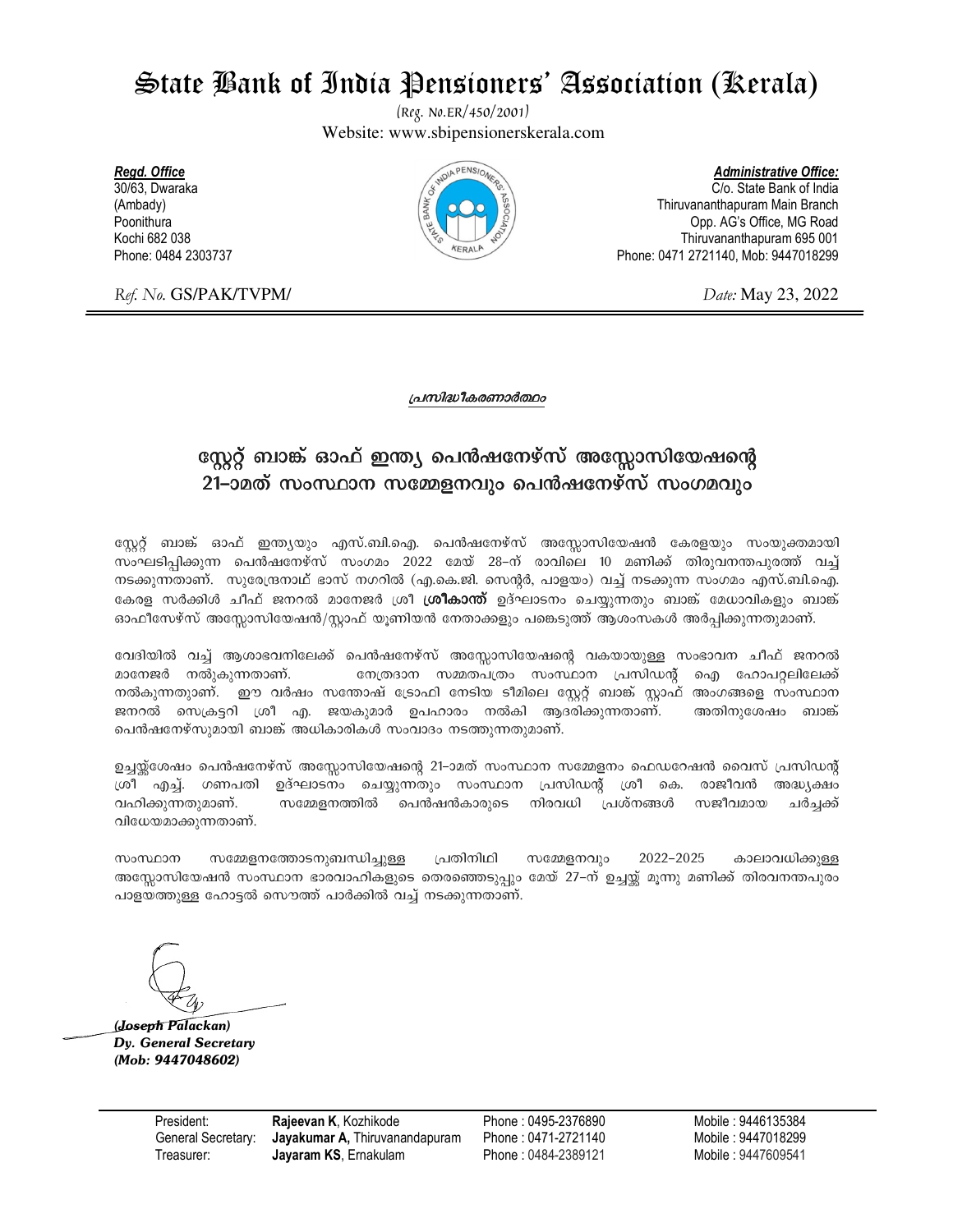# State Bank of India Pensioners' Association (Kerala)

*(Reg. No.ER/450/2001)*

Website: www.sbipensionerskerala.com

***Regd. Office***
30/63, Dwaraka
(Ambady)
Poonithura
Kochi 682 038
Phone: 0484 2303737

***Administrative Office:***
C/o. State Bank of India
Thiruvananthapuram Main Branch
Opp. AG's Office, MG Road
Thiruvananthapuram 695 001
Phone: 0471 2721140, Mob: 9447018299

*Ref. No.* GS/PAK/TVPM/ *Date:* May 23, 2022

***പ്രസിദ്ധീകരണാർത്ഥം***

## സ്റ്റേറ്റ് ബാങ്ക് ഓഫ് ഇന്ത്യ പെൻഷനേഴ്സ് അസ്സോസിയേഷന്റെ 21–ാമത് സംസ്ഥാന സമ്മേളനവും പെൻഷനേഴ്സ് സംഗമവും

സ്റ്റേറ്റ് ബാങ്ക് ഓഫ് ഇന്ത്യയും എസ്.ബി.ഐ. പെൻഷനേഴ്സ് അസ്സോസിയേഷൻ കേരളയും സംയുക്തമായി സംഘടിപ്പിക്കുന്ന പെൻഷനേഴ്സ് സംഗമം 2022 മേയ് 28–ന് രാവിലെ 10 മണിക്ക് തിരുവനന്തപുരത്ത് വച്ച് നടക്കുന്നതാണ്. സുരേന്ദ്രനാഥ് ഭാസ് നഗറിൽ (എ.കെ.ജി. സെന്റർ, പാളയം) വച്ച് നടക്കുന്ന സംഗമം എസ്.ബി.ഐ. കേരള സർക്കിൾ ചീഫ് ജനറൽ മാനേജർ ശ്രീ **ശ്രീകാന്ത്** ഉദ്ഘാടനം ചെയ്യുന്നതും ബാങ്ക് മേധാവികളും ബാങ്ക് ഓഫീസേഴ്സ് അസ്സോസിയേഷൻ/സ്റ്റാഫ് യൂണിയൻ നേതാക്കളും പങ്കെടുത്ത് ആശംസകൾ അർപ്പിക്കുന്നതുമാണ്.

വേദിയിൽ വച്ച് ആശാഭവനിലേക്ക് പെൻഷനേഴ്സ് അസ്സോസിയേഷന്റെ വകയായുള്ള സംഭാവന ചീഫ് ജനറൽ മാനേജർ നൽകുന്നതാണ്. നേത്രദാന സമ്മതപത്രം സംസ്ഥാന പ്രസിഡന്റ് ഐ ഹോപറ്റലിലേക്ക് നൽകുന്നതുമാണ്. ഈ വർഷം സന്തോഷ് ട്രോഫി നേടിയ ടീമിലെ സ്റ്റേറ്റ് ബാങ്ക് സ്റ്റാഫ് അംഗങ്ങളെ സംസ്ഥാന ജനറൽ സെക്രട്ടറി ശ്രീ എ. ജയകുമാർ ഉപഹാരം നൽകി ആദരിക്കുന്നതാണ്. അതിനുശേഷം ബാങ്ക് പെൻഷനേഴ്സുമായി ബാങ്ക് അധികാരികൾ സംവാദം നടത്തുന്നതുമാണ്.

ഉച്ചയ്ക്കുശേഷം പെൻഷനേഴ്സ് അസ്സോസിയേഷന്റെ 21–ാമത് സംസ്ഥാന സമ്മേളനം ഫെഡറേഷൻ വൈസ് പ്രസിഡന്റ് ശ്രീ എച്ച്. ഗണപതി ഉദ്ഘാടനം ചെയ്യുന്നതും സംസ്ഥാന പ്രസിഡന്റ് ശ്രീ കെ. രാജീവൻ അദ്ധ്യക്ഷം വഹിക്കുന്നതുമാണ്. സമ്മേളനത്തിൽ പെൻഷൻകാരുടെ നിരവധി പ്രശ്നങ്ങൾ സജീവമായ ചർച്ചക്ക് വിധേയമാക്കുന്നതാണ്.

സംസ്ഥാന സമ്മേളനത്തോടനുബന്ധിച്ചുള്ള പ്രതിനിധി സമ്മേളനവും 2022–2025 കാലാവധിക്കുള്ള അസ്സോസിയേഷൻ സംസ്ഥാന ഭാരവാഹികളുടെ തെരഞ്ഞെടുപ്പും മേയ് 27–ന് ഉച്ചയ്ക്ക് മൂന്നു മണിക്ക് തിരവനന്തപുരം പാളയത്തുള്ള ഹോട്ടൽ സൌത്ത് പാർക്കിൽ വച്ച് നടക്കുന്നതാണ്.

***(Joseph Palackan)***
***Dy. General Secretary***
***(Mob: 9447048602)***

| | | | |
|---|---|---|---|
| President: | **Rajeevan K**, Kozhikode | Phone : 0495-2376890 | Mobile : 9446135384 |
| General Secretary: | **Jayakumar A,** Thiruvanandapuram | Phone : 0471-2721140 | Mobile : 9447018299 |
| Treasurer: | **Jayaram KS**, Ernakulam | Phone : 0484-2389121 | Mobile : 9447609541 |